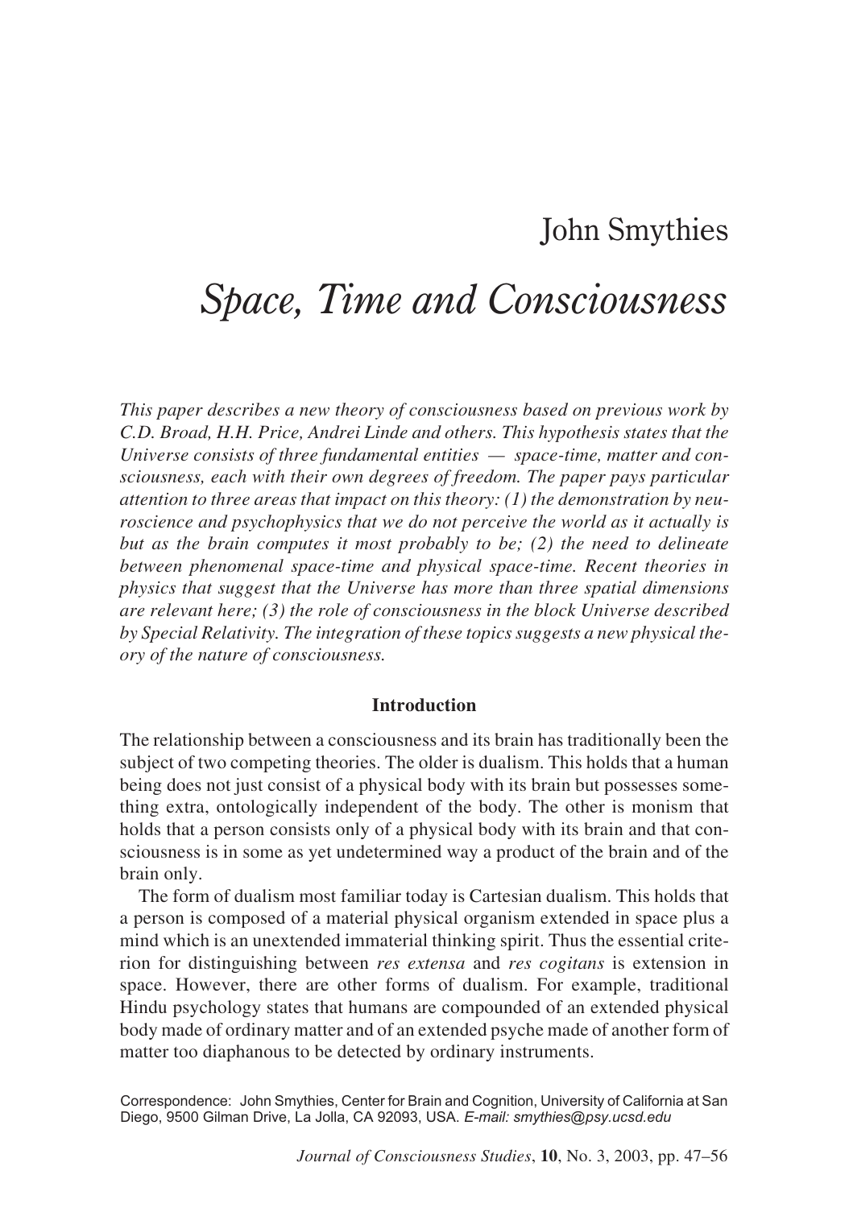# John Smythies

## *Space, Time and Consciousness*

*This paper describes a new theory of consciousness based on previous work by C.D. Broad, H.H. Price, Andrei Linde and others. This hypothesis states that the Universe consists of three fundamental entities — space-time, matter and consciousness, each with their own degrees of freedom. The paper pays particular attention to three areas that impact on this theory: (1) the demonstration by neuroscience and psychophysics that we do not perceive the world as it actually is but as the brain computes it most probably to be; (2) the need to delineate between phenomenal space-time and physical space-time. Recent theories in physics that suggest that the Universe has more than three spatial dimensions are relevant here; (3) the role of consciousness in the block Universe described by Special Relativity. The integration of these topics suggests a new physical theory of the nature of consciousness.*

### Introduction

The relationship between a consciousness and its brain has traditionally been the subject of two competing theories. The older is dualism. This holds that a human being does not just consist of a physical body with its brain but possesses something extra, ontologically independent of the body. The other is monism that holds that a person consists only of a physical body with its brain and that consciousness is in some as yet undetermined way a product of the brain and of the brain only.

The form of dualism most familiar today is Cartesian dualism. This holds that a person is composed of a material physical organism extended in space plus a mind which is an unextended immaterial thinking spirit. Thus the essential criterion for distinguishing between *res extensa* and *res cogitans* is extension in space. However, there are other forms of dualism. For example, traditional Hindu psychology states that humans are compounded of an extended physical body made of ordinary matter and of an extended psyche made of another form of matter too diaphanous to be detected by ordinary instruments.

Correspondence: John Smythies, Center for Brain and Cognition, University of California at San Diego, 9500 Gilman Drive, La Jolla, CA 92093, USA. *E-mail: smythies@psy.ucsd.edu*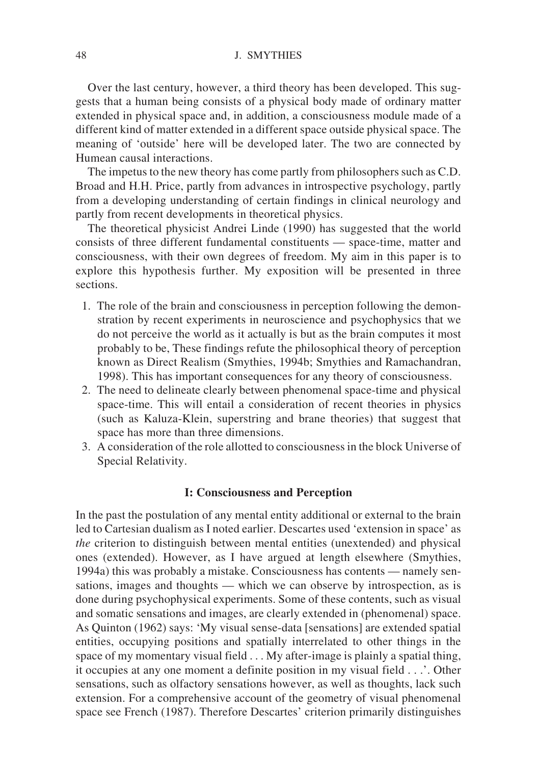Over the last century, however, a third theory has been developed. This suggests that a human being consists of a physical body made of ordinary matter extended in physical space and, in addition, a consciousness module made of a different kind of matter extended in a different space outside physical space. The meaning of 'outside' here will be developed later. The two are connected by Humean causal interactions.

The impetus to the new theory has come partly from philosophers such as C.D. Broad and H.H. Price, partly from advances in introspective psychology, partly from a developing understanding of certain findings in clinical neurology and partly from recent developments in theoretical physics.

The theoretical physicist Andrei Linde (1990) has suggested that the world consists of three different fundamental constituents — space-time, matter and consciousness, with their own degrees of freedom. My aim in this paper is to explore this hypothesis further. My exposition will be presented in three sections.

1. The role of the brain and consciousness in perception following the demonstration by recent experiments in neuroscience and psychophysics that we do not perceive the world as it actually is but as the brain computes it most probably to be, These findings refute the philosophical theory of perception known as Direct Realism (Smythies, 1994b; Smythies and Ramachandran, 1998). This has important consequences for any theory of consciousness.
2. The need to delineate clearly between phenomenal space-time and physical space-time. This will entail a consideration of recent theories in physics (such as Kaluza-Klein, superstring and brane theories) that suggest that space has more than three dimensions.
3. A consideration of the role allotted to consciousness in the block Universe of Special Relativity.

## I: Consciousness and Perception

In the past the postulation of any mental entity additional or external to the brain led to Cartesian dualism as I noted earlier. Descartes used 'extension in space' as *the* criterion to distinguish between mental entities (unextended) and physical ones (extended). However, as I have argued at length elsewhere (Smythies, 1994a) this was probably a mistake. Consciousness has contents — namely sensations, images and thoughts — which we can observe by introspection, as is done during psychophysical experiments. Some of these contents, such as visual and somatic sensations and images, are clearly extended in (phenomenal) space. As Quinton (1962) says: 'My visual sense-data [sensations] are extended spatial entities, occupying positions and spatially interrelated to other things in the space of my momentary visual field . . . My after-image is plainly a spatial thing, it occupies at any one moment a definite position in my visual field . . .'. Other sensations, such as olfactory sensations however, as well as thoughts, lack such extension. For a comprehensive account of the geometry of visual phenomenal space see French (1987). Therefore Descartes' criterion primarily distinguishes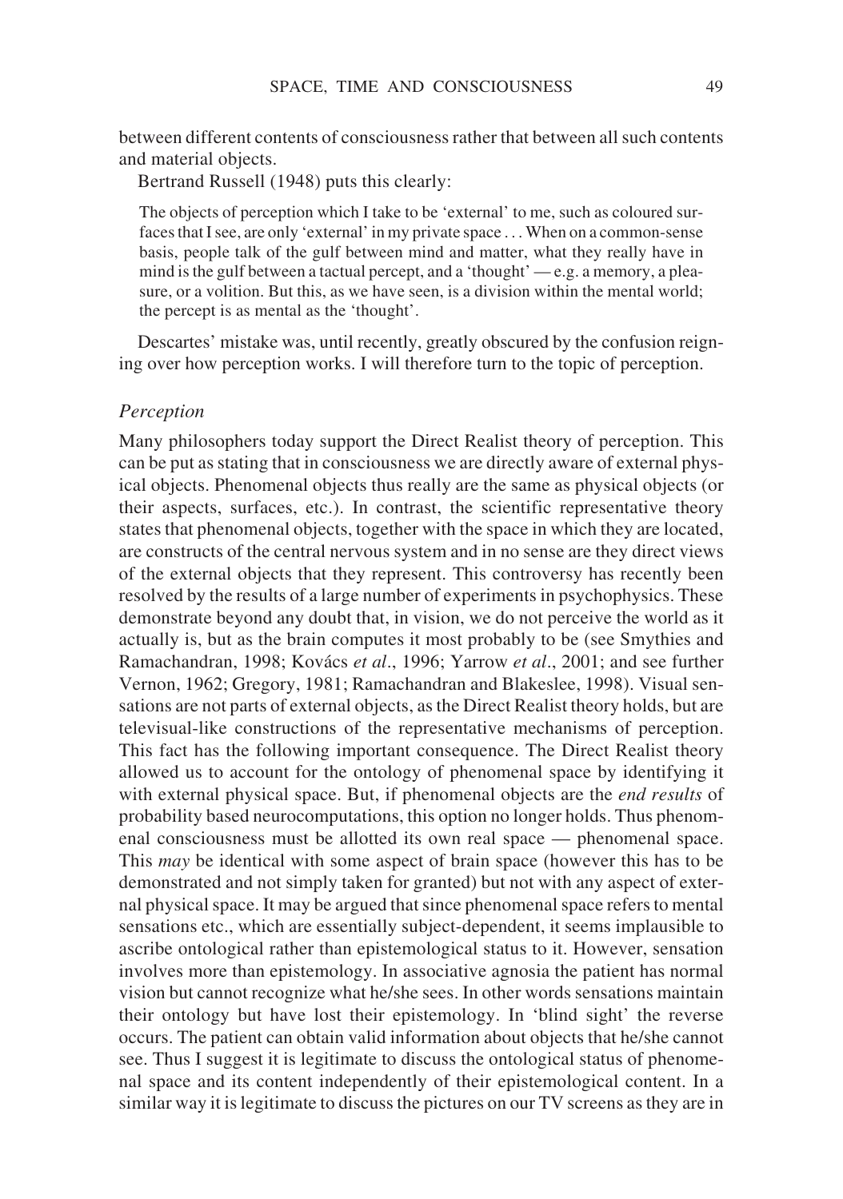between different contents of consciousness rather that between all such contents and material objects.

Bertrand Russell (1948) puts this clearly:

> The objects of perception which I take to be 'external' to me, such as coloured surfaces that I see, are only 'external' in my private space . . . When on a common-sense basis, people talk of the gulf between mind and matter, what they really have in mind is the gulf between a tactual percept, and a 'thought' — e.g. a memory, a pleasure, or a volition. But this, as we have seen, is a division within the mental world; the percept is as mental as the 'thought'.

Descartes' mistake was, until recently, greatly obscured by the confusion reigning over how perception works. I will therefore turn to the topic of perception.

### *Perception*

Many philosophers today support the Direct Realist theory of perception. This can be put as stating that in consciousness we are directly aware of external physical objects. Phenomenal objects thus really are the same as physical objects (or their aspects, surfaces, etc.). In contrast, the scientific representative theory states that phenomenal objects, together with the space in which they are located, are constructs of the central nervous system and in no sense are they direct views of the external objects that they represent. This controversy has recently been resolved by the results of a large number of experiments in psychophysics. These demonstrate beyond any doubt that, in vision, we do not perceive the world as it actually is, but as the brain computes it most probably to be (see Smythies and Ramachandran, 1998; Kovács *et al*., 1996; Yarrow *et al*., 2001; and see further Vernon, 1962; Gregory, 1981; Ramachandran and Blakeslee, 1998). Visual sensations are not parts of external objects, as the Direct Realist theory holds, but are televisual-like constructions of the representative mechanisms of perception. This fact has the following important consequence. The Direct Realist theory allowed us to account for the ontology of phenomenal space by identifying it with external physical space. But, if phenomenal objects are the *end results* of probability based neurocomputations, this option no longer holds. Thus phenomenal consciousness must be allotted its own real space — phenomenal space. This *may* be identical with some aspect of brain space (however this has to be demonstrated and not simply taken for granted) but not with any aspect of external physical space. It may be argued that since phenomenal space refers to mental sensations etc., which are essentially subject-dependent, it seems implausible to ascribe ontological rather than epistemological status to it. However, sensation involves more than epistemology. In associative agnosia the patient has normal vision but cannot recognize what he/she sees. In other words sensations maintain their ontology but have lost their epistemology. In 'blind sight' the reverse occurs. The patient can obtain valid information about objects that he/she cannot see. Thus I suggest it is legitimate to discuss the ontological status of phenomenal space and its content independently of their epistemological content. In a similar way it is legitimate to discuss the pictures on our TV screens as they are in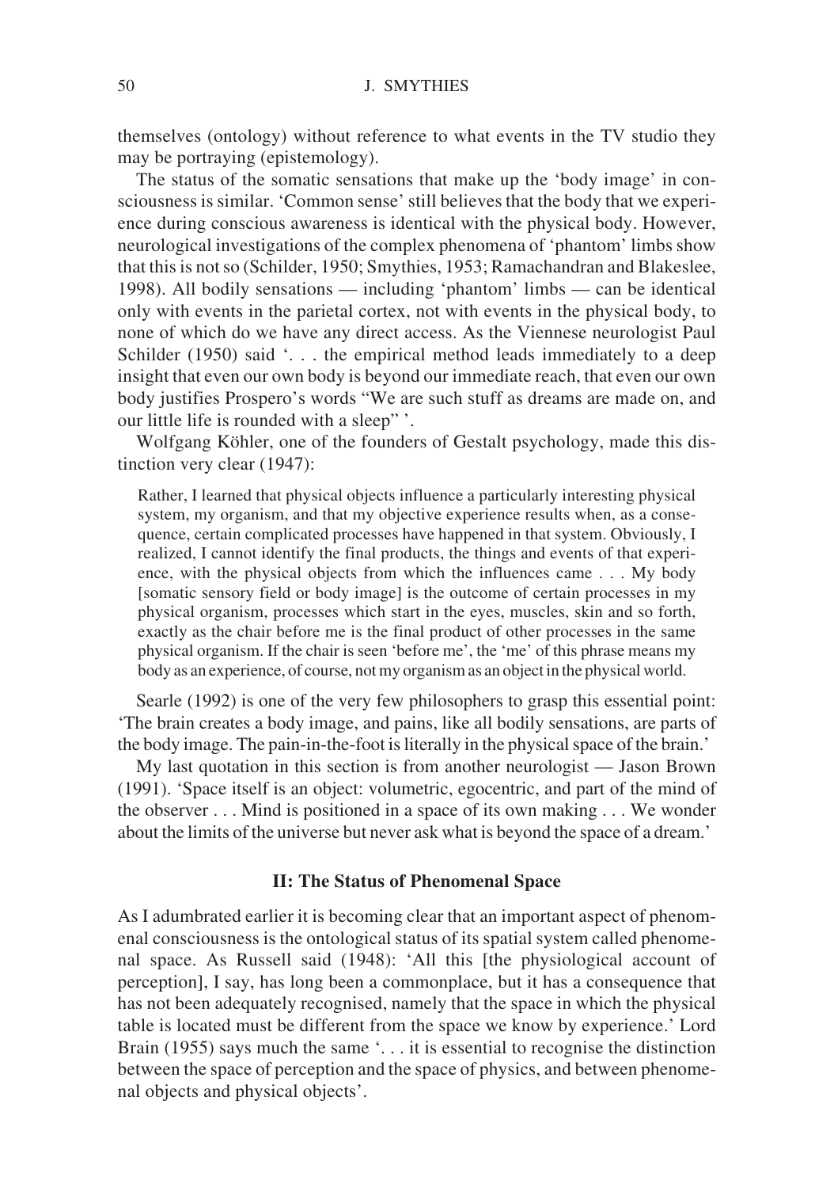themselves (ontology) without reference to what events in the TV studio they may be portraying (epistemology).

The status of the somatic sensations that make up the 'body image' in consciousness is similar. 'Common sense' still believes that the body that we experience during conscious awareness is identical with the physical body. However, neurological investigations of the complex phenomena of 'phantom' limbs show that this is not so (Schilder, 1950; Smythies, 1953; Ramachandran and Blakeslee, 1998). All bodily sensations — including 'phantom' limbs — can be identical only with events in the parietal cortex, not with events in the physical body, to none of which do we have any direct access. As the Viennese neurologist Paul Schilder (1950) said '. . . the empirical method leads immediately to a deep insight that even our own body is beyond our immediate reach, that even our own body justifies Prospero's words "We are such stuff as dreams are made on, and our little life is rounded with a sleep" '.

Wolfgang Köhler, one of the founders of Gestalt psychology, made this distinction very clear (1947):

> Rather, I learned that physical objects influence a particularly interesting physical system, my organism, and that my objective experience results when, as a consequence, certain complicated processes have happened in that system. Obviously, I realized, I cannot identify the final products, the things and events of that experience, with the physical objects from which the influences came . . . My body [somatic sensory field or body image] is the outcome of certain processes in my physical organism, processes which start in the eyes, muscles, skin and so forth, exactly as the chair before me is the final product of other processes in the same physical organism. If the chair is seen 'before me', the 'me' of this phrase means my body as an experience, of course, not my organism as an object in the physical world.

Searle (1992) is one of the very few philosophers to grasp this essential point: 'The brain creates a body image, and pains, like all bodily sensations, are parts of the body image. The pain-in-the-foot is literally in the physical space of the brain.'

My last quotation in this section is from another neurologist — Jason Brown (1991). 'Space itself is an object: volumetric, egocentric, and part of the mind of the observer . . . Mind is positioned in a space of its own making . . . We wonder about the limits of the universe but never ask what is beyond the space of a dream.'

## II: The Status of Phenomenal Space

As I adumbrated earlier it is becoming clear that an important aspect of phenomenal consciousness is the ontological status of its spatial system called phenomenal space. As Russell said (1948): 'All this [the physiological account of perception], I say, has long been a commonplace, but it has a consequence that has not been adequately recognised, namely that the space in which the physical table is located must be different from the space we know by experience.' Lord Brain (1955) says much the same '. . . it is essential to recognise the distinction between the space of perception and the space of physics, and between phenomenal objects and physical objects'.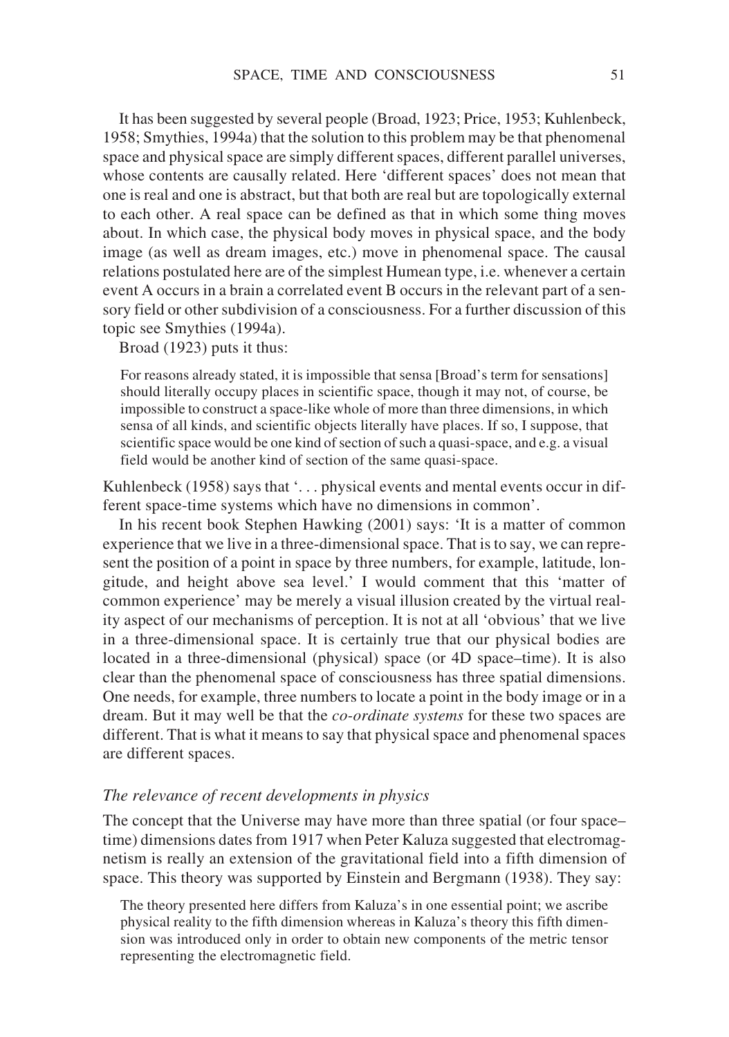It has been suggested by several people (Broad, 1923; Price, 1953; Kuhlenbeck, 1958; Smythies, 1994a) that the solution to this problem may be that phenomenal space and physical space are simply different spaces, different parallel universes, whose contents are causally related. Here 'different spaces' does not mean that one is real and one is abstract, but that both are real but are topologically external to each other. A real space can be defined as that in which some thing moves about. In which case, the physical body moves in physical space, and the body image (as well as dream images, etc.) move in phenomenal space. The causal relations postulated here are of the simplest Humean type, i.e. whenever a certain event A occurs in a brain a correlated event B occurs in the relevant part of a sensory field or other subdivision of a consciousness. For a further discussion of this topic see Smythies (1994a).

Broad (1923) puts it thus:

> For reasons already stated, it is impossible that sensa [Broad's term for sensations] should literally occupy places in scientific space, though it may not, of course, be impossible to construct a space-like whole of more than three dimensions, in which sensa of all kinds, and scientific objects literally have places. If so, I suppose, that scientific space would be one kind of section of such a quasi-space, and e.g. a visual field would be another kind of section of the same quasi-space.

Kuhlenbeck (1958) says that '. . . physical events and mental events occur in different space-time systems which have no dimensions in common'.

In his recent book Stephen Hawking (2001) says: 'It is a matter of common experience that we live in a three-dimensional space. That is to say, we can represent the position of a point in space by three numbers, for example, latitude, longitude, and height above sea level.' I would comment that this 'matter of common experience' may be merely a visual illusion created by the virtual reality aspect of our mechanisms of perception. It is not at all 'obvious' that we live in a three-dimensional space. It is certainly true that our physical bodies are located in a three-dimensional (physical) space (or 4D space–time). It is also clear than the phenomenal space of consciousness has three spatial dimensions. One needs, for example, three numbers to locate a point in the body image or in a dream. But it may well be that the *co-ordinate systems* for these two spaces are different. That is what it means to say that physical space and phenomenal spaces are different spaces.

### *The relevance of recent developments in physics*

The concept that the Universe may have more than three spatial (or four space–time) dimensions dates from 1917 when Peter Kaluza suggested that electromagnetism is really an extension of the gravitational field into a fifth dimension of space. This theory was supported by Einstein and Bergmann (1938). They say:

> The theory presented here differs from Kaluza's in one essential point; we ascribe physical reality to the fifth dimension whereas in Kaluza's theory this fifth dimension was introduced only in order to obtain new components of the metric tensor representing the electromagnetic field.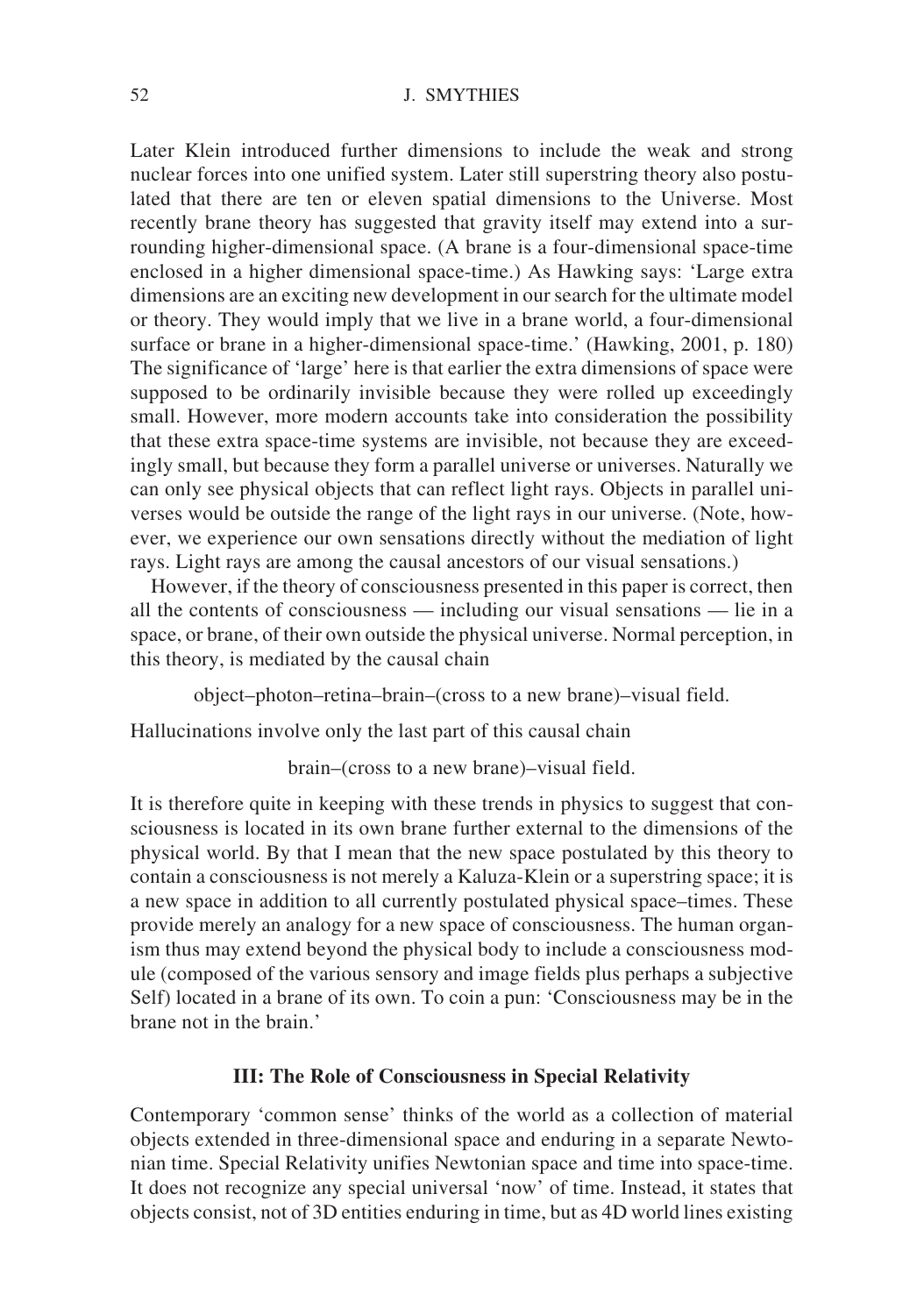Later Klein introduced further dimensions to include the weak and strong nuclear forces into one unified system. Later still superstring theory also postulated that there are ten or eleven spatial dimensions to the Universe. Most recently brane theory has suggested that gravity itself may extend into a surrounding higher-dimensional space. (A brane is a four-dimensional space-time enclosed in a higher dimensional space-time.) As Hawking says: 'Large extra dimensions are an exciting new development in our search for the ultimate model or theory. They would imply that we live in a brane world, a four-dimensional surface or brane in a higher-dimensional space-time.' (Hawking, 2001, p. 180) The significance of 'large' here is that earlier the extra dimensions of space were supposed to be ordinarily invisible because they were rolled up exceedingly small. However, more modern accounts take into consideration the possibility that these extra space-time systems are invisible, not because they are exceedingly small, but because they form a parallel universe or universes. Naturally we can only see physical objects that can reflect light rays. Objects in parallel universes would be outside the range of the light rays in our universe. (Note, however, we experience our own sensations directly without the mediation of light rays. Light rays are among the causal ancestors of our visual sensations.)

However, if the theory of consciousness presented in this paper is correct, then all the contents of consciousness — including our visual sensations — lie in a space, or brane, of their own outside the physical universe. Normal perception, in this theory, is mediated by the causal chain

object–photon–retina–brain–(cross to a new brane)–visual field.

Hallucinations involve only the last part of this causal chain

brain–(cross to a new brane)–visual field.

It is therefore quite in keeping with these trends in physics to suggest that consciousness is located in its own brane further external to the dimensions of the physical world. By that I mean that the new space postulated by this theory to contain a consciousness is not merely a Kaluza-Klein or a superstring space; it is a new space in addition to all currently postulated physical space–times. These provide merely an analogy for a new space of consciousness. The human organism thus may extend beyond the physical body to include a consciousness module (composed of the various sensory and image fields plus perhaps a subjective Self) located in a brane of its own. To coin a pun: 'Consciousness may be in the brane not in the brain.'

## III: The Role of Consciousness in Special Relativity

Contemporary 'common sense' thinks of the world as a collection of material objects extended in three-dimensional space and enduring in a separate Newtonian time. Special Relativity unifies Newtonian space and time into space-time. It does not recognize any special universal 'now' of time. Instead, it states that objects consist, not of 3D entities enduring in time, but as 4D world lines existing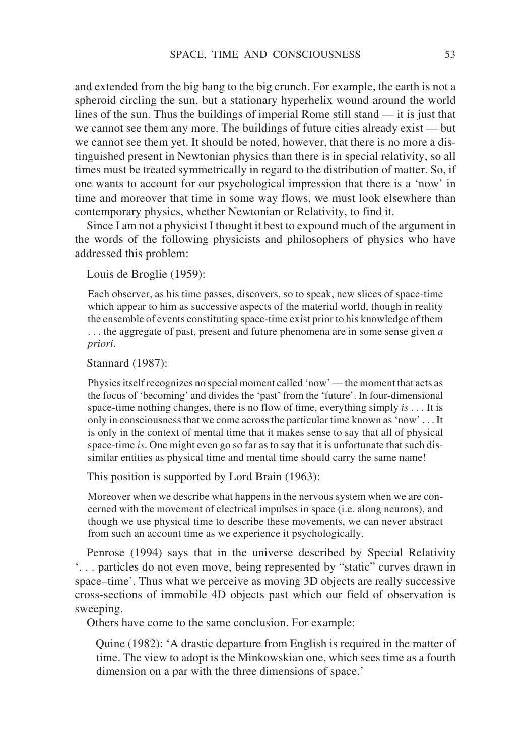and extended from the big bang to the big crunch. For example, the earth is not a spheroid circling the sun, but a stationary hyperhelix wound around the world lines of the sun. Thus the buildings of imperial Rome still stand — it is just that we cannot see them any more. The buildings of future cities already exist — but we cannot see them yet. It should be noted, however, that there is no more a distinguished present in Newtonian physics than there is in special relativity, so all times must be treated symmetrically in regard to the distribution of matter. So, if one wants to account for our psychological impression that there is a 'now' in time and moreover that time in some way flows, we must look elsewhere than contemporary physics, whether Newtonian or Relativity, to find it.

Since I am not a physicist I thought it best to expound much of the argument in the words of the following physicists and philosophers of physics who have addressed this problem:

Louis de Broglie (1959):

> Each observer, as his time passes, discovers, so to speak, new slices of space-time which appear to him as successive aspects of the material world, though in reality the ensemble of events constituting space-time exist prior to his knowledge of them . . . the aggregate of past, present and future phenomena are in some sense given *a priori*.

Stannard (1987):

> Physics itself recognizes no special moment called 'now' — the moment that acts as the focus of 'becoming' and divides the 'past' from the 'future'. In four-dimensional space-time nothing changes, there is no flow of time, everything simply *is* . . . It is only in consciousness that we come across the particular time known as 'now' . . . It is only in the context of mental time that it makes sense to say that all of physical space-time *is*. One might even go so far as to say that it is unfortunate that such dissimilar entities as physical time and mental time should carry the same name!

This position is supported by Lord Brain (1963):

> Moreover when we describe what happens in the nervous system when we are concerned with the movement of electrical impulses in space (i.e. along neurons), and though we use physical time to describe these movements, we can never abstract from such an account time as we experience it psychologically.

Penrose (1994) says that in the universe described by Special Relativity '. . . particles do not even move, being represented by "static" curves drawn in space–time'. Thus what we perceive as moving 3D objects are really successive cross-sections of immobile 4D objects past which our field of observation is sweeping.

Others have come to the same conclusion. For example:

> Quine (1982): 'A drastic departure from English is required in the matter of time. The view to adopt is the Minkowskian one, which sees time as a fourth dimension on a par with the three dimensions of space.'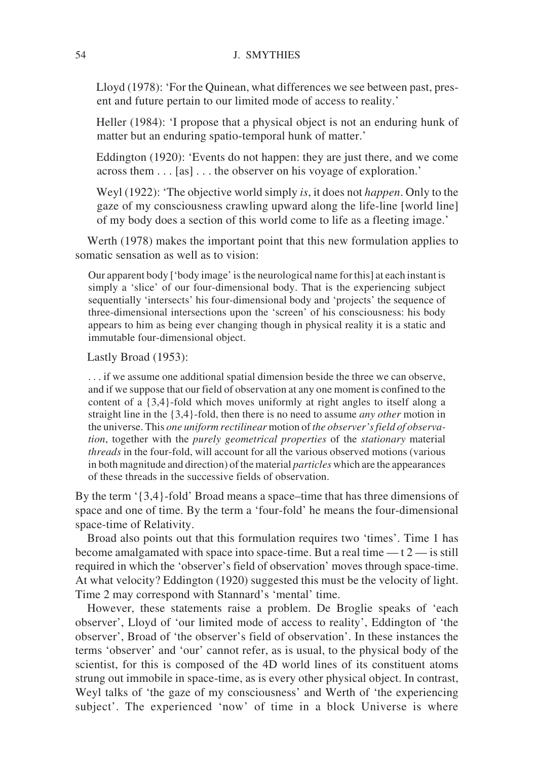Lloyd (1978): 'For the Quinean, what differences we see between past, present and future pertain to our limited mode of access to reality.'

Heller (1984): 'I propose that a physical object is not an enduring hunk of matter but an enduring spatio-temporal hunk of matter.'

Eddington (1920): 'Events do not happen: they are just there, and we come across them . . . [as] . . . the observer on his voyage of exploration.'

Weyl (1922): 'The objective world simply *is*, it does not *happen*. Only to the gaze of my consciousness crawling upward along the life-line [world line] of my body does a section of this world come to life as a fleeting image.'

Werth (1978) makes the important point that this new formulation applies to somatic sensation as well as to vision:

> Our apparent body ['body image' is the neurological name for this] at each instant is simply a 'slice' of our four-dimensional body. That is the experiencing subject sequentially 'intersects' his four-dimensional body and 'projects' the sequence of three-dimensional intersections upon the 'screen' of his consciousness: his body appears to him as being ever changing though in physical reality it is a static and immutable four-dimensional object.

Lastly Broad (1953):

> . . . if we assume one additional spatial dimension beside the three we can observe, and if we suppose that our field of observation at any one moment is confined to the content of a {3,4}-fold which moves uniformly at right angles to itself along a straight line in the {3,4}-fold, then there is no need to assume *any other* motion in the universe. This *one uniform rectilinear* motion of *the observer's field of observation*, together with the *purely geometrical properties* of the *stationary* material *threads* in the four-fold, will account for all the various observed motions (various in both magnitude and direction) of the material *particles* which are the appearances of these threads in the successive fields of observation.

By the term '{3,4}-fold' Broad means a space–time that has three dimensions of space and one of time. By the term a 'four-fold' he means the four-dimensional space-time of Relativity.

Broad also points out that this formulation requires two 'times'. Time 1 has become amalgamated with space into space-time. But a real time — t 2 — is still required in which the 'observer's field of observation' moves through space-time. At what velocity? Eddington (1920) suggested this must be the velocity of light. Time 2 may correspond with Stannard's 'mental' time.

However, these statements raise a problem. De Broglie speaks of 'each observer', Lloyd of 'our limited mode of access to reality', Eddington of 'the observer', Broad of 'the observer's field of observation'. In these instances the terms 'observer' and 'our' cannot refer, as is usual, to the physical body of the scientist, for this is composed of the 4D world lines of its constituent atoms strung out immobile in space-time, as is every other physical object. In contrast, Weyl talks of 'the gaze of my consciousness' and Werth of 'the experiencing subject'. The experienced 'now' of time in a block Universe is where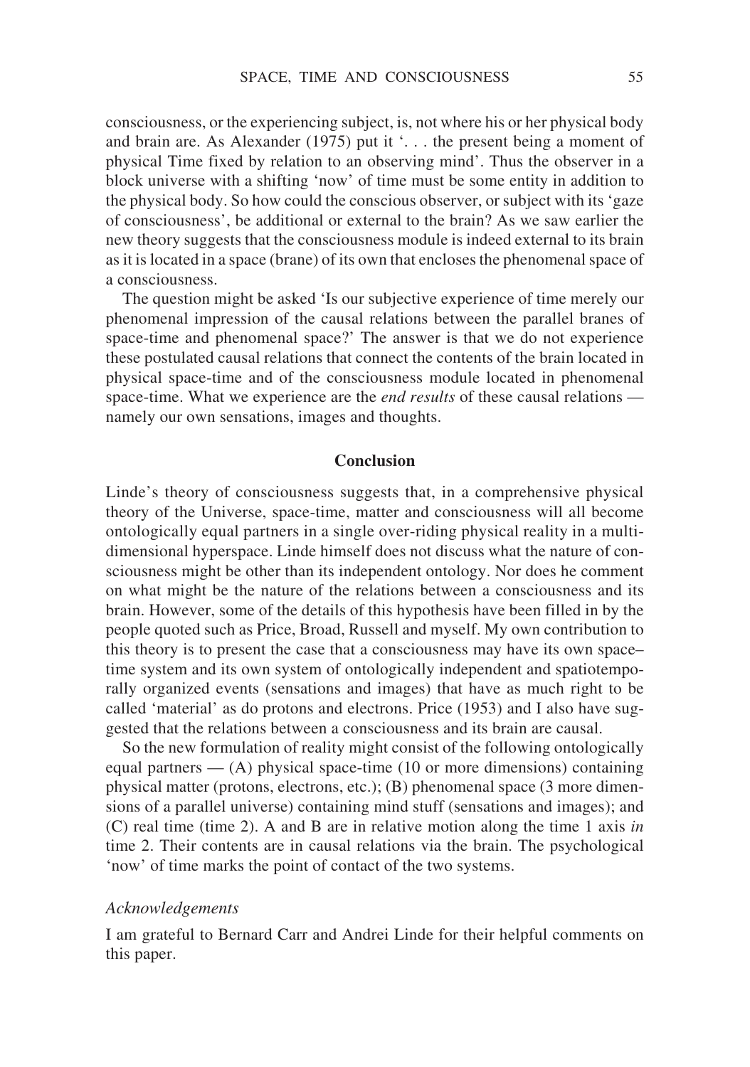consciousness, or the experiencing subject, is, not where his or her physical body and brain are. As Alexander (1975) put it '. . . the present being a moment of physical Time fixed by relation to an observing mind'. Thus the observer in a block universe with a shifting 'now' of time must be some entity in addition to the physical body. So how could the conscious observer, or subject with its 'gaze of consciousness', be additional or external to the brain? As we saw earlier the new theory suggests that the consciousness module is indeed external to its brain as it is located in a space (brane) of its own that encloses the phenomenal space of a consciousness.

The question might be asked 'Is our subjective experience of time merely our phenomenal impression of the causal relations between the parallel branes of space-time and phenomenal space?' The answer is that we do not experience these postulated causal relations that connect the contents of the brain located in physical space-time and of the consciousness module located in phenomenal space-time. What we experience are the *end results* of these causal relations — namely our own sensations, images and thoughts.

## Conclusion

Linde's theory of consciousness suggests that, in a comprehensive physical theory of the Universe, space-time, matter and consciousness will all become ontologically equal partners in a single over-riding physical reality in a multidimensional hyperspace. Linde himself does not discuss what the nature of consciousness might be other than its independent ontology. Nor does he comment on what might be the nature of the relations between a consciousness and its brain. However, some of the details of this hypothesis have been filled in by the people quoted such as Price, Broad, Russell and myself. My own contribution to this theory is to present the case that a consciousness may have its own space–time system and its own system of ontologically independent and spatiotemporally organized events (sensations and images) that have as much right to be called 'material' as do protons and electrons. Price (1953) and I also have suggested that the relations between a consciousness and its brain are causal.

So the new formulation of reality might consist of the following ontologically equal partners — (A) physical space-time (10 or more dimensions) containing physical matter (protons, electrons, etc.); (B) phenomenal space (3 more dimensions of a parallel universe) containing mind stuff (sensations and images); and (C) real time (time 2). A and B are in relative motion along the time 1 axis *in* time 2. Their contents are in causal relations via the brain. The psychological 'now' of time marks the point of contact of the two systems.

### *Acknowledgements*

I am grateful to Bernard Carr and Andrei Linde for their helpful comments on this paper.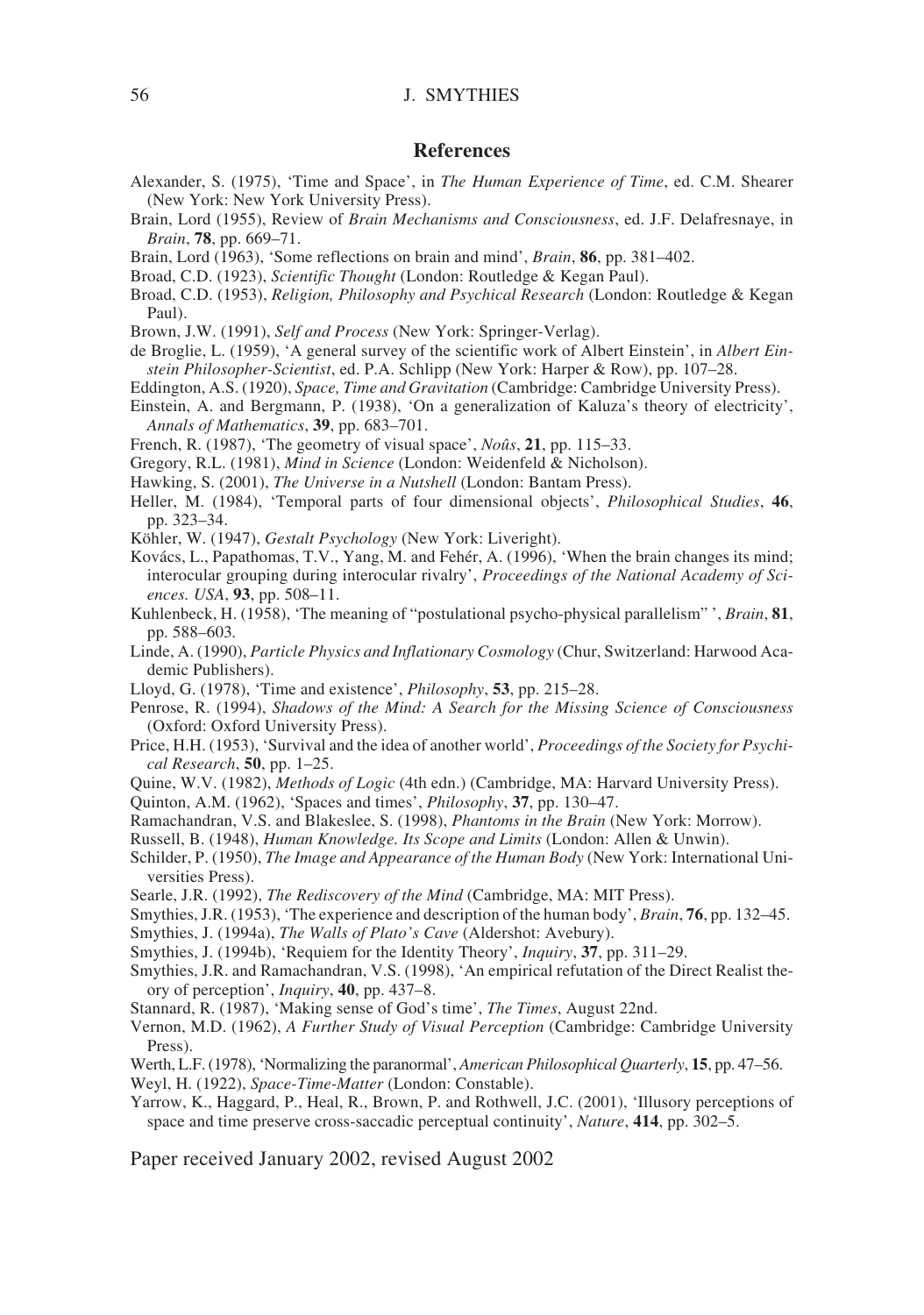## References

Alexander, S. (1975), 'Time and Space', in *The Human Experience of Time*, ed. C.M. Shearer (New York: New York University Press).

Brain, Lord (1955), Review of *Brain Mechanisms and Consciousness*, ed. J.F. Delafresnaye, in *Brain*, **78**, pp. 669–71.

Brain, Lord (1963), 'Some reflections on brain and mind', *Brain*, **86**, pp. 381–402.

Broad, C.D. (1923), *Scientific Thought* (London: Routledge & Kegan Paul).

Broad, C.D. (1953), *Religion, Philosophy and Psychical Research* (London: Routledge & Kegan Paul).

Brown, J.W. (1991), *Self and Process* (New York: Springer-Verlag).

de Broglie, L. (1959), 'A general survey of the scientific work of Albert Einstein', in *Albert Einstein Philosopher-Scientist*, ed. P.A. Schlipp (New York: Harper & Row), pp. 107–28.

Eddington, A.S. (1920), *Space, Time and Gravitation* (Cambridge: Cambridge University Press).

Einstein, A. and Bergmann, P. (1938), 'On a generalization of Kaluza's theory of electricity', *Annals of Mathematics*, **39**, pp. 683–701.

French, R. (1987), 'The geometry of visual space', *Noûs*, **21**, pp. 115–33.

Gregory, R.L. (1981), *Mind in Science* (London: Weidenfeld & Nicholson).

Hawking, S. (2001), *The Universe in a Nutshell* (London: Bantam Press).

Heller, M. (1984), 'Temporal parts of four dimensional objects', *Philosophical Studies*, **46**, pp. 323–34.

Köhler, W. (1947), *Gestalt Psychology* (New York: Liveright).

Kovács, L., Papathomas, T.V., Yang, M. and Fehér, A. (1996), 'When the brain changes its mind; interocular grouping during interocular rivalry', *Proceedings of the National Academy of Sciences. USA*, **93**, pp. 508–11.

Kuhlenbeck, H. (1958), 'The meaning of "postulational psycho-physical parallelism" ', *Brain*, **81**, pp. 588–603.

Linde, A. (1990), *Particle Physics and Inflationary Cosmology* (Chur, Switzerland: Harwood Academic Publishers).

Lloyd, G. (1978), 'Time and existence', *Philosophy*, **53**, pp. 215–28.

Penrose, R. (1994), *Shadows of the Mind: A Search for the Missing Science of Consciousness* (Oxford: Oxford University Press).

Price, H.H. (1953), 'Survival and the idea of another world', *Proceedings of the Society for Psychical Research*, **50**, pp. 1–25.

Quine, W.V. (1982), *Methods of Logic* (4th edn.) (Cambridge, MA: Harvard University Press).

Quinton, A.M. (1962), 'Spaces and times', *Philosophy*, **37**, pp. 130–47.

Ramachandran, V.S. and Blakeslee, S. (1998), *Phantoms in the Brain* (New York: Morrow).

Russell, B. (1948), *Human Knowledge. Its Scope and Limits* (London: Allen & Unwin).

Schilder, P. (1950), *The Image and Appearance of the Human Body* (New York: International Universities Press).

Searle, J.R. (1992), *The Rediscovery of the Mind* (Cambridge, MA: MIT Press).

Smythies, J.R. (1953), 'The experience and description of the human body', *Brain*, **76**, pp. 132–45.

Smythies, J. (1994a), *The Walls of Plato's Cave* (Aldershot: Avebury).

Smythies, J. (1994b), 'Requiem for the Identity Theory', *Inquiry*, **37**, pp. 311–29.

Smythies, J.R. and Ramachandran, V.S. (1998), 'An empirical refutation of the Direct Realist theory of perception', *Inquiry*, **40**, pp. 437–8.

Stannard, R. (1987), 'Making sense of God's time', *The Times*, August 22nd.

Vernon, M.D. (1962), *A Further Study of Visual Perception* (Cambridge: Cambridge University Press).

Werth, L.F. (1978), 'Normalizing the paranormal', *American Philosophical Quarterly*, **15**, pp. 47–56.

Weyl, H. (1922), *Space-Time-Matter* (London: Constable).

Yarrow, K., Haggard, P., Heal, R., Brown, P. and Rothwell, J.C. (2001), 'Illusory perceptions of space and time preserve cross-saccadic perceptual continuity', *Nature*, **414**, pp. 302–5.

Paper received January 2002, revised August 2002